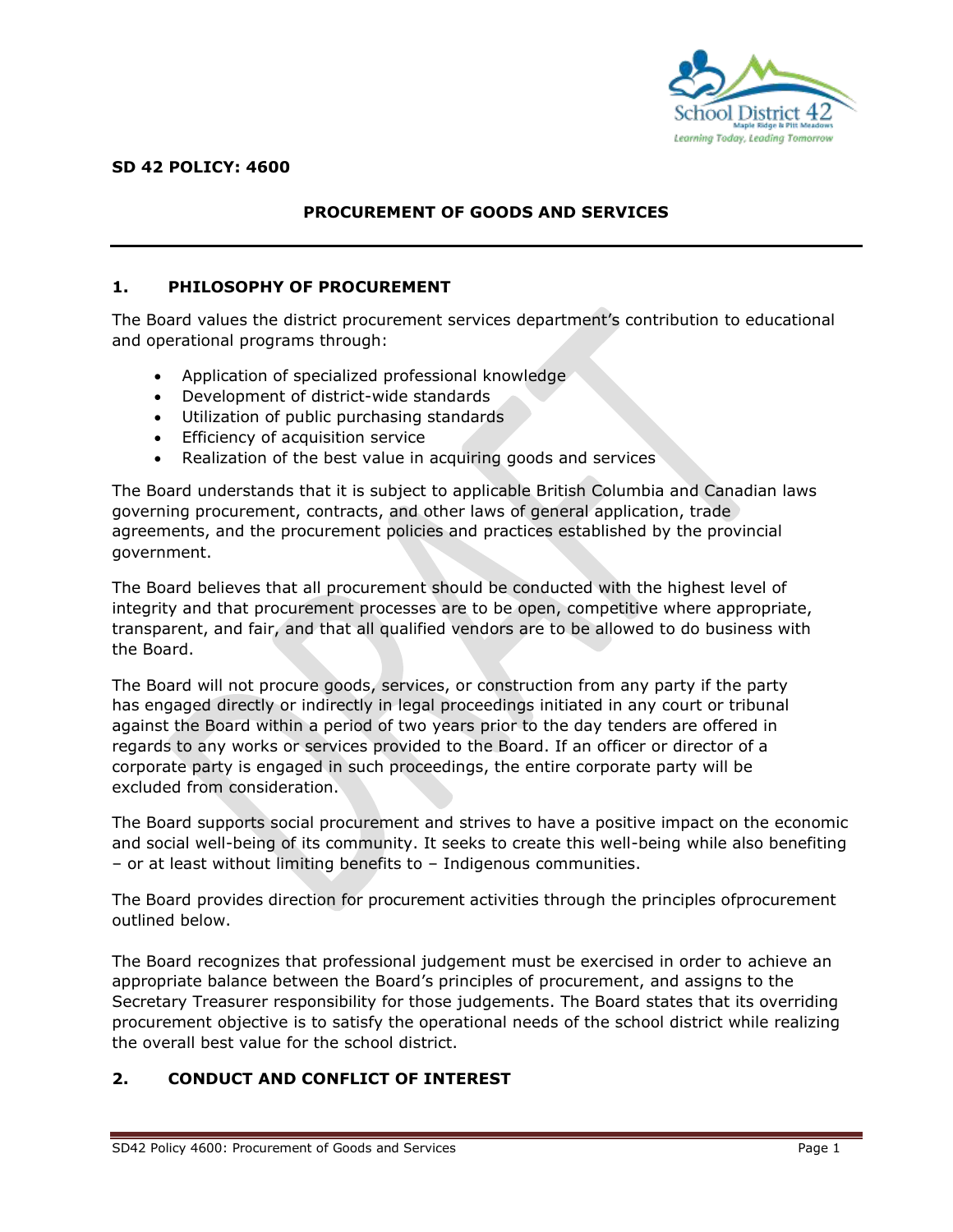**SD 42 POLICY: 4600**

## PROCUREMENT OF GOODS AND SERVICES

## 1. PHILOSOPHY OF PROCUREMENT

The Board values the district procurement services department's contribution to educational and operational programs through:

- Application of specialized professional knowledge
- Development of district-wide standards
- Utilization of public purchasing standards
- Efficiency of acquisition service
- Realization of the best value in acquiring goods and services

The Board understands that it is subject to applicable British Columbia and Canadian laws governing procurement, contracts, and other laws of general application, trade agreements, and the procurement policies and practices established by the provincial government.

The Board believes that all procurement should be conducted with the highest level of integrity and that procurement processes are to be open, competitive where appropriate, transparent, and fair, and that all qualified vendors are to be allowed to do business with the Board.

The Board will not procure goods, services, or construction from any party if the party has engaged directly or indirectly in legal proceedings initiated in any court or tribunal against the Board within a period of two years prior to the day tenders are offered in regards to any works or services provided to the Board. If an officer or director of a corporate party is engaged in such proceedings, the entire corporate party will be excluded from consideration.

The Board supports social procurement and strives to have a positive impact on the economic and social well-being of its community. It seeks to create this well-being while also benefiting – or at least without limiting benefits to – Indigenous communities.

The Board provides direction for procurement activities through the principles ofprocurement outlined below.

The Board recognizes that professional judgement must be exercised in order to achieve an appropriate balance between the Board's principles of procurement, and assigns to the Secretary Treasurer responsibility for those judgements. The Board states that its overriding procurement objective is to satisfy the operational needs of the school district while realizing the overall best value for the school district.

## 2. CONDUCT AND CONFLICT OF INTEREST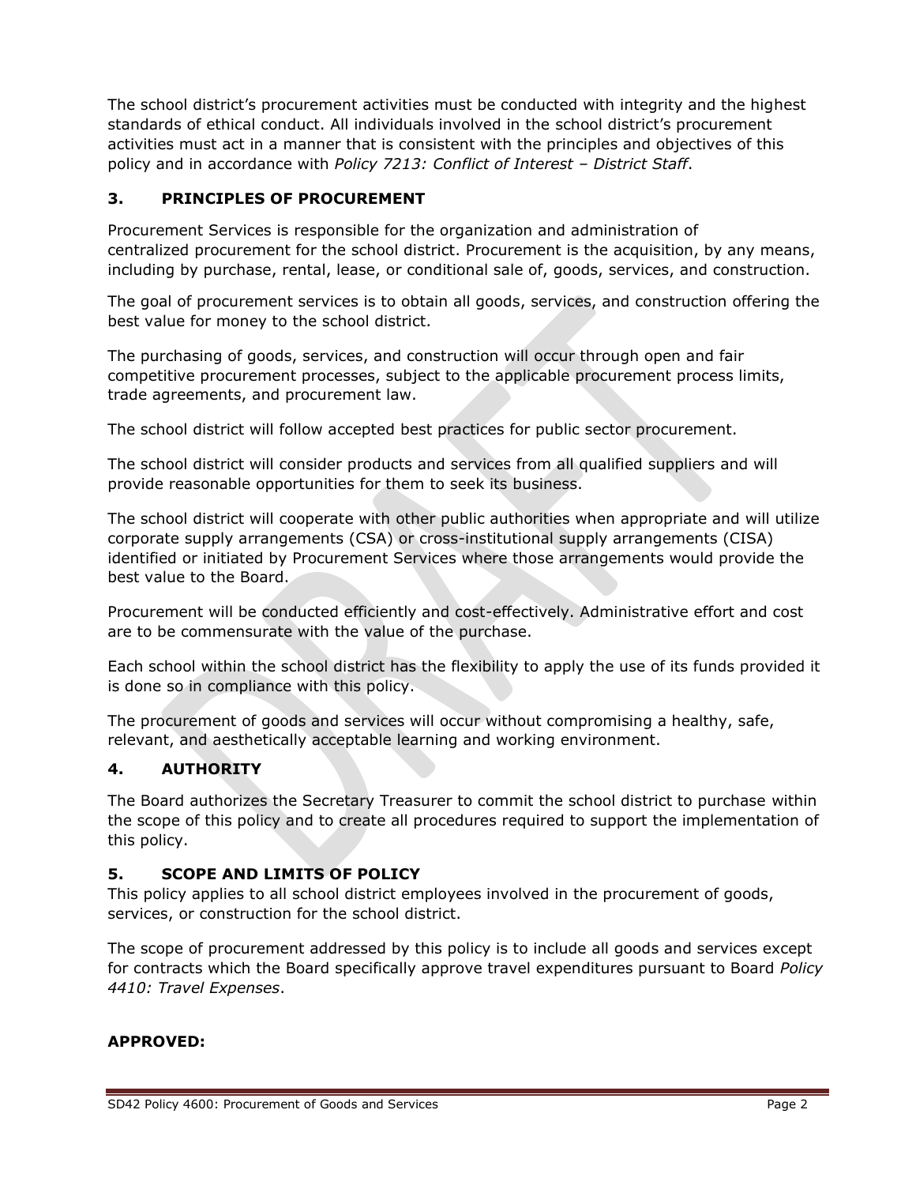The school district's procurement activities must be conducted with integrity and the highest standards of ethical conduct. All individuals involved in the school district's procurement activities must act in a manner that is consistent with the principles and objectives of this policy and in accordance with *Policy 7213: Conflict of Interest – District Staff*.

## 3. PRINCIPLES OF PROCUREMENT

Procurement Services is responsible for the organization and administration of centralized procurement for the school district. Procurement is the acquisition, by any means, including by purchase, rental, lease, or conditional sale of, goods, services, and construction.

The goal of procurement services is to obtain all goods, services, and construction offering the best value for money to the school district.

The purchasing of goods, services, and construction will occur through open and fair competitive procurement processes, subject to the applicable procurement process limits, trade agreements, and procurement law.

The school district will follow accepted best practices for public sector procurement.

The school district will consider products and services from all qualified suppliers and will provide reasonable opportunities for them to seek its business.

The school district will cooperate with other public authorities when appropriate and will utilize corporate supply arrangements (CSA) or cross-institutional supply arrangements (CISA) identified or initiated by Procurement Services where those arrangements would provide the best value to the Board.

Procurement will be conducted efficiently and cost-effectively. Administrative effort and cost are to be commensurate with the value of the purchase.

Each school within the school district has the flexibility to apply the use of its funds provided it is done so in compliance with this policy.

The procurement of goods and services will occur without compromising a healthy, safe, relevant, and aesthetically acceptable learning and working environment.

## 4. AUTHORITY

The Board authorizes the Secretary Treasurer to commit the school district to purchase within the scope of this policy and to create all procedures required to support the implementation of this policy.

## 5. SCOPE AND LIMITS OF POLICY

This policy applies to all school district employees involved in the procurement of goods, services, or construction for the school district.

The scope of procurement addressed by this policy is to include all goods and services except for contracts which the Board specifically approve travel expenditures pursuant to Board *Policy 4410: Travel Expenses*.

**APPROVED:**